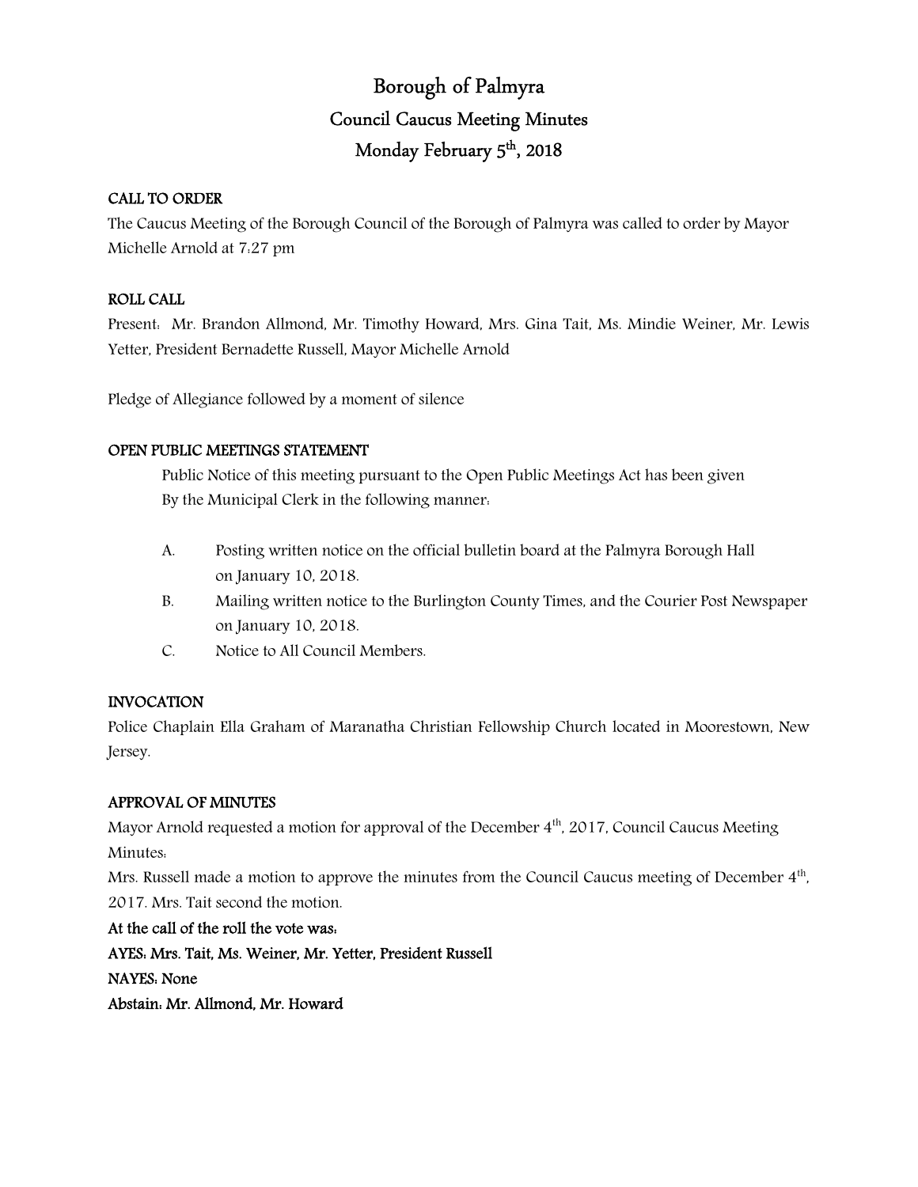# Borough of Palmyra

## Council Caucus Meeting Minutes

## Monday February 5th, 2018

**CALL TO ORDER**

The Caucus Meeting of the Borough Council of the Borough of Palmyra was called to order by Mayor Michelle Arnold at 7:27 pm

**ROLL CALL**

Present: Mr. Brandon Allmond, Mr. Timothy Howard, Mrs. Gina Tait, Ms. Mindie Weiner, Mr. Lewis Yetter, President Bernadette Russell, Mayor Michelle Arnold

Pledge of Allegiance followed by a moment of silence

**OPEN PUBLIC MEETINGS STATEMENT**

Public Notice of this meeting pursuant to the Open Public Meetings Act has been given By the Municipal Clerk in the following manner:

A. Posting written notice on the official bulletin board at the Palmyra Borough Hall on January 10, 2018.

B. Mailing written notice to the Burlington County Times, and the Courier Post Newspaper on January 10, 2018.

C. Notice to All Council Members.

**INVOCATION**

Police Chaplain Ella Graham of Maranatha Christian Fellowship Church located in Moorestown, New Jersey.

**APPROVAL OF MINUTES**

Mayor Arnold requested a motion for approval of the December 4th, 2017, Council Caucus Meeting Minutes:

Mrs. Russell made a motion to approve the minutes from the Council Caucus meeting of December 4th, 2017. Mrs. Tait second the motion.

**At the call of the roll the vote was:**

**AYES: Mrs. Tait, Ms. Weiner, Mr. Yetter, President Russell**

**NAYES: None**

**Abstain: Mr. Allmond, Mr. Howard**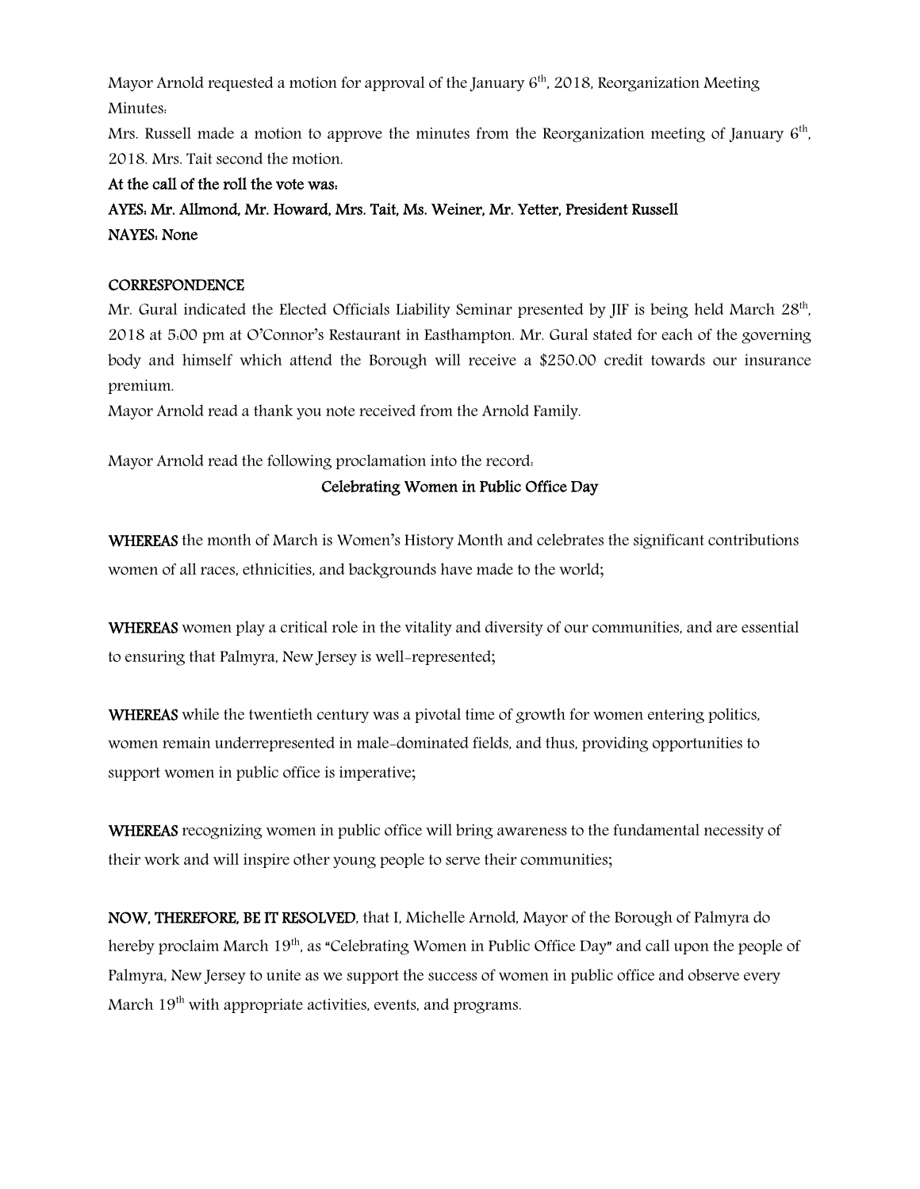Mayor Arnold requested a motion for approval of the January 6th, 2018, Reorganization Meeting Minutes:

Mrs. Russell made a motion to approve the minutes from the Reorganization meeting of January 6th, 2018. Mrs. Tait second the motion.

**At the call of the roll the vote was:**

**AYES: Mr. Allmond, Mr. Howard, Mrs. Tait, Ms. Weiner, Mr. Yetter, President Russell**

**NAYES: None**

**CORRESPONDENCE**

Mr. Gural indicated the Elected Officials Liability Seminar presented by JIF is being held March 28th, 2018 at 5:00 pm at O'Connor's Restaurant in Easthampton. Mr. Gural stated for each of the governing body and himself which attend the Borough will receive a $250.00 credit towards our insurance premium.

Mayor Arnold read a thank you note received from the Arnold Family.

Mayor Arnold read the following proclamation into the record:

**Celebrating Women in Public Office Day**

**WHEREAS** the month of March is Women's History Month and celebrates the significant contributions women of all races, ethnicities, and backgrounds have made to the world;

**WHEREAS** women play a critical role in the vitality and diversity of our communities, and are essential to ensuring that Palmyra, New Jersey is well-represented;

**WHEREAS** while the twentieth century was a pivotal time of growth for women entering politics, women remain underrepresented in male-dominated fields, and thus, providing opportunities to support women in public office is imperative;

**WHEREAS** recognizing women in public office will bring awareness to the fundamental necessity of their work and will inspire other young people to serve their communities;

**NOW, THEREFORE, BE IT RESOLVED**, that I, Michelle Arnold, Mayor of the Borough of Palmyra do hereby proclaim March 19th, as "Celebrating Women in Public Office Day" and call upon the people of Palmyra, New Jersey to unite as we support the success of women in public office and observe every March 19th with appropriate activities, events, and programs.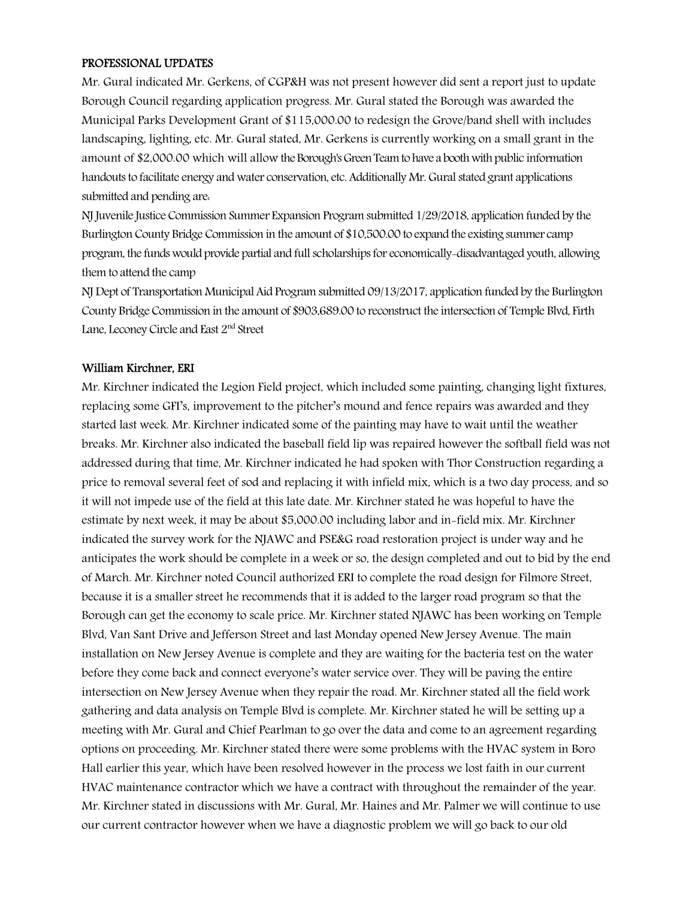**PROFESSIONAL UPDATES**

Mr. Gural indicated Mr. Gerkens, of CGP&H was not present however did sent a report just to update Borough Council regarding application progress. Mr. Gural stated the Borough was awarded the Municipal Parks Development Grant of $115,000.00 to redesign the Grove/band shell with includes landscaping, lighting, etc. Mr. Gural stated, Mr. Gerkens is currently working on a small grant in the amount of $2,000.00 which will allow the Borough's Green Team to have a booth with public information handouts to facilitate energy and water conservation, etc. Additionally Mr. Gural stated grant applications submitted and pending are:

NJ Juvenile Justice Commission Summer Expansion Program submitted 1/29/2018, application funded by the Burlington County Bridge Commission in the amount of $10,500.00 to expand the existing summer camp program, the funds would provide partial and full scholarships for economically-disadvantaged youth, allowing them to attend the camp

NJ Dept of Transportation Municipal Aid Program submitted 09/13/2017, application funded by the Burlington County Bridge Commission in the amount of $903,689.00 to reconstruct the intersection of Temple Blvd, Firth Lane, Leconey Circle and East 2nd Street

**William Kirchner, ERI**

Mr. Kirchner indicated the Legion Field project, which included some painting, changing light fixtures, replacing some GFI's, improvement to the pitcher's mound and fence repairs was awarded and they started last week. Mr. Kirchner indicated some of the painting may have to wait until the weather breaks. Mr. Kirchner also indicated the baseball field lip was repaired however the softball field was not addressed during that time, Mr. Kirchner indicated he had spoken with Thor Construction regarding a price to removal several feet of sod and replacing it with infield mix, which is a two day process, and so it will not impede use of the field at this late date. Mr. Kirchner stated he was hopeful to have the estimate by next week, it may be about $5,000.00 including labor and in-field mix. Mr. Kirchner indicated the survey work for the NJAWC and PSE&G road restoration project is under way and he anticipates the work should be complete in a week or so, the design completed and out to bid by the end of March. Mr. Kirchner noted Council authorized ERI to complete the road design for Filmore Street, because it is a smaller street he recommends that it is added to the larger road program so that the Borough can get the economy to scale price. Mr. Kirchner stated NJAWC has been working on Temple Blvd, Van Sant Drive and Jefferson Street and last Monday opened New Jersey Avenue. The main installation on New Jersey Avenue is complete and they are waiting for the bacteria test on the water before they come back and connect everyone's water service over. They will be paving the entire intersection on New Jersey Avenue when they repair the road. Mr. Kirchner stated all the field work gathering and data analysis on Temple Blvd is complete. Mr. Kirchner stated he will be setting up a meeting with Mr. Gural and Chief Pearlman to go over the data and come to an agreement regarding options on proceeding. Mr. Kirchner stated there were some problems with the HVAC system in Boro Hall earlier this year, which have been resolved however in the process we lost faith in our current HVAC maintenance contractor which we have a contract with throughout the remainder of the year. Mr. Kirchner stated in discussions with Mr. Gural, Mr. Haines and Mr. Palmer we will continue to use our current contractor however when we have a diagnostic problem we will go back to our old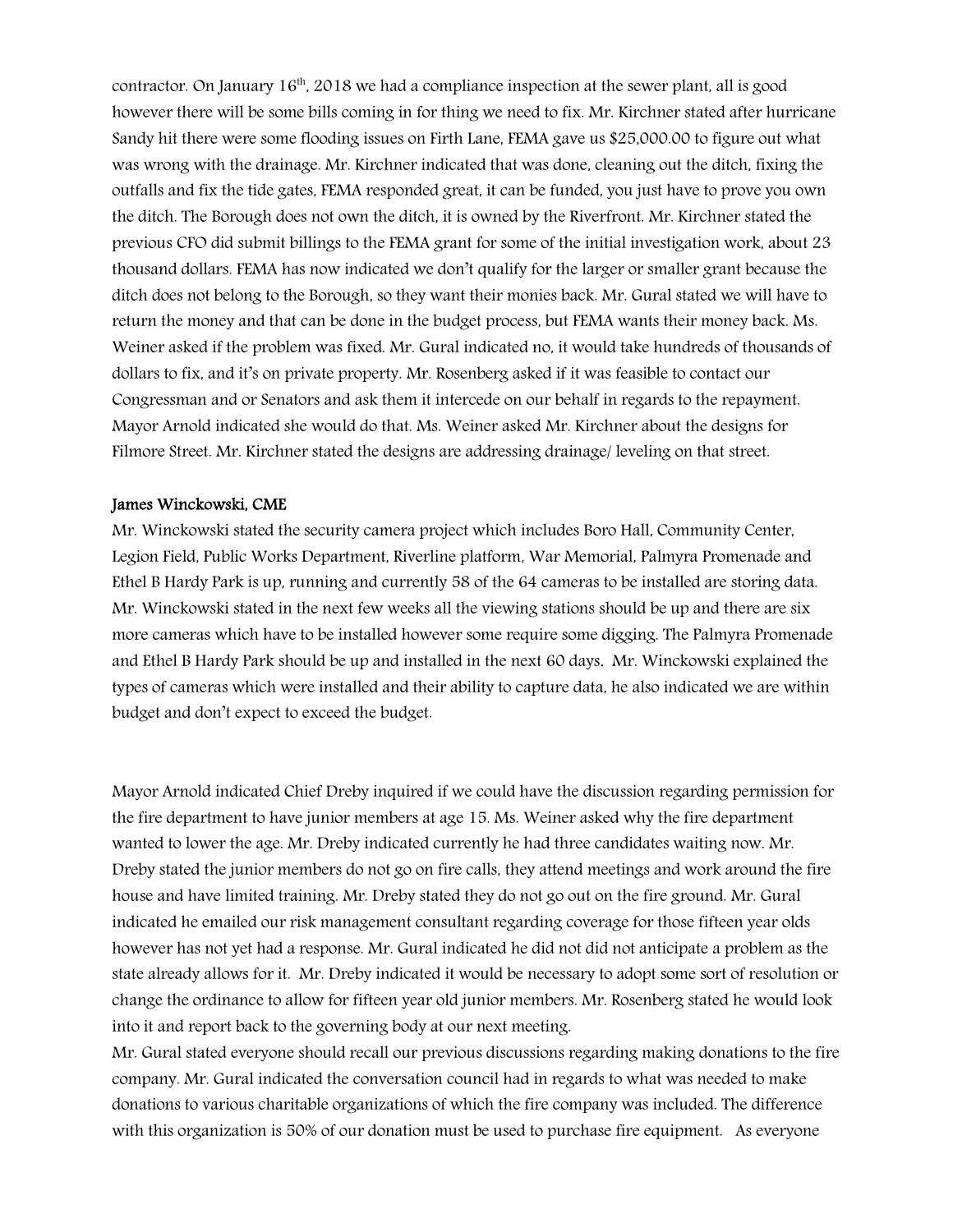contractor. On January 16th, 2018 we had a compliance inspection at the sewer plant, all is good however there will be some bills coming in for thing we need to fix. Mr. Kirchner stated after hurricane Sandy hit there were some flooding issues on Firth Lane, FEMA gave us $25,000.00 to figure out what was wrong with the drainage. Mr. Kirchner indicated that was done, cleaning out the ditch, fixing the outfalls and fix the tide gates, FEMA responded great, it can be funded, you just have to prove you own the ditch. The Borough does not own the ditch, it is owned by the Riverfront. Mr. Kirchner stated the previous CFO did submit billings to the FEMA grant for some of the initial investigation work, about 23 thousand dollars. FEMA has now indicated we don't qualify for the larger or smaller grant because the ditch does not belong to the Borough, so they want their monies back. Mr. Gural stated we will have to return the money and that can be done in the budget process, but FEMA wants their money back. Ms. Weiner asked if the problem was fixed. Mr. Gural indicated no, it would take hundreds of thousands of dollars to fix, and it's on private property. Mr. Rosenberg asked if it was feasible to contact our Congressman and or Senators and ask them it intercede on our behalf in regards to the repayment. Mayor Arnold indicated she would do that. Ms. Weiner asked Mr. Kirchner about the designs for Filmore Street. Mr. Kirchner stated the designs are addressing drainage/ leveling on that street.

### James Winckowski, CME

Mr. Winckowski stated the security camera project which includes Boro Hall, Community Center, Legion Field, Public Works Department, Riverline platform, War Memorial, Palmyra Promenade and Ethel B Hardy Park is up, running and currently 58 of the 64 cameras to be installed are storing data. Mr. Winckowski stated in the next few weeks all the viewing stations should be up and there are six more cameras which have to be installed however some require some digging. The Palmyra Promenade and Ethel B Hardy Park should be up and installed in the next 60 days. Mr. Winckowski explained the types of cameras which were installed and their ability to capture data, he also indicated we are within budget and don't expect to exceed the budget.

Mayor Arnold indicated Chief Dreby inquired if we could have the discussion regarding permission for the fire department to have junior members at age 15. Ms. Weiner asked why the fire department wanted to lower the age. Mr. Dreby indicated currently he had three candidates waiting now. Mr. Dreby stated the junior members do not go on fire calls, they attend meetings and work around the fire house and have limited training. Mr. Dreby stated they do not go out on the fire ground. Mr. Gural indicated he emailed our risk management consultant regarding coverage for those fifteen year olds however has not yet had a response. Mr. Gural indicated he did not did not anticipate a problem as the state already allows for it. Mr. Dreby indicated it would be necessary to adopt some sort of resolution or change the ordinance to allow for fifteen year old junior members. Mr. Rosenberg stated he would look into it and report back to the governing body at our next meeting.

Mr. Gural stated everyone should recall our previous discussions regarding making donations to the fire company. Mr. Gural indicated the conversation council had in regards to what was needed to make donations to various charitable organizations of which the fire company was included. The difference with this organization is 50% of our donation must be used to purchase fire equipment. As everyone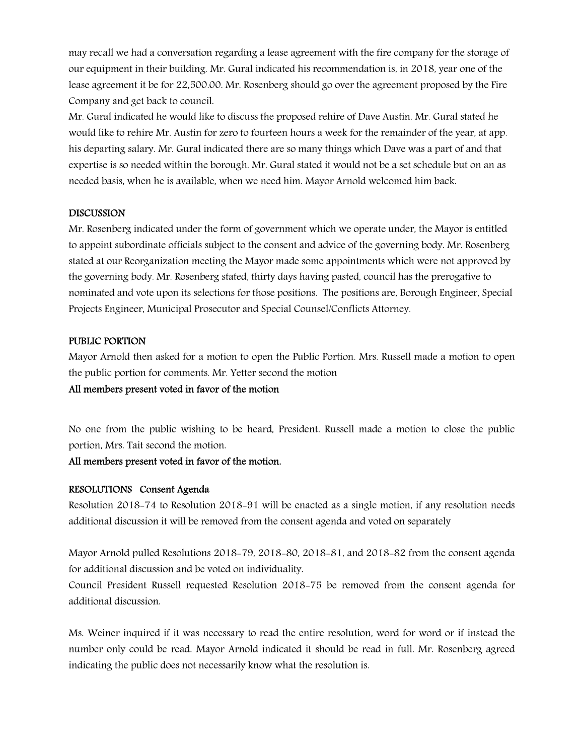may recall we had a conversation regarding a lease agreement with the fire company for the storage of our equipment in their building. Mr. Gural indicated his recommendation is, in 2018, year one of the lease agreement it be for 22,500.00. Mr. Rosenberg should go over the agreement proposed by the Fire Company and get back to council.

Mr. Gural indicated he would like to discuss the proposed rehire of Dave Austin. Mr. Gural stated he would like to rehire Mr. Austin for zero to fourteen hours a week for the remainder of the year, at app. his departing salary. Mr. Gural indicated there are so many things which Dave was a part of and that expertise is so needed within the borough. Mr. Gural stated it would not be a set schedule but on an as needed basis, when he is available, when we need him. Mayor Arnold welcomed him back.

**DISCUSSION**

Mr. Rosenberg indicated under the form of government which we operate under, the Mayor is entitled to appoint subordinate officials subject to the consent and advice of the governing body. Mr. Rosenberg stated at our Reorganization meeting the Mayor made some appointments which were not approved by the governing body. Mr. Rosenberg stated, thirty days having pasted, council has the prerogative to nominated and vote upon its selections for those positions. The positions are, Borough Engineer, Special Projects Engineer, Municipal Prosecutor and Special Counsel/Conflicts Attorney.

**PUBLIC PORTION**

Mayor Arnold then asked for a motion to open the Public Portion. Mrs. Russell made a motion to open the public portion for comments. Mr. Yetter second the motion

**All members present voted in favor of the motion**

No one from the public wishing to be heard, President. Russell made a motion to close the public portion, Mrs. Tait second the motion.

**All members present voted in favor of the motion.**

**RESOLUTIONS Consent Agenda**

Resolution 2018-74 to Resolution 2018-91 will be enacted as a single motion, if any resolution needs additional discussion it will be removed from the consent agenda and voted on separately

Mayor Arnold pulled Resolutions 2018-79, 2018-80, 2018-81, and 2018-82 from the consent agenda for additional discussion and be voted on individuality.

Council President Russell requested Resolution 2018-75 be removed from the consent agenda for additional discussion.

Ms. Weiner inquired if it was necessary to read the entire resolution, word for word or if instead the number only could be read. Mayor Arnold indicated it should be read in full. Mr. Rosenberg agreed indicating the public does not necessarily know what the resolution is.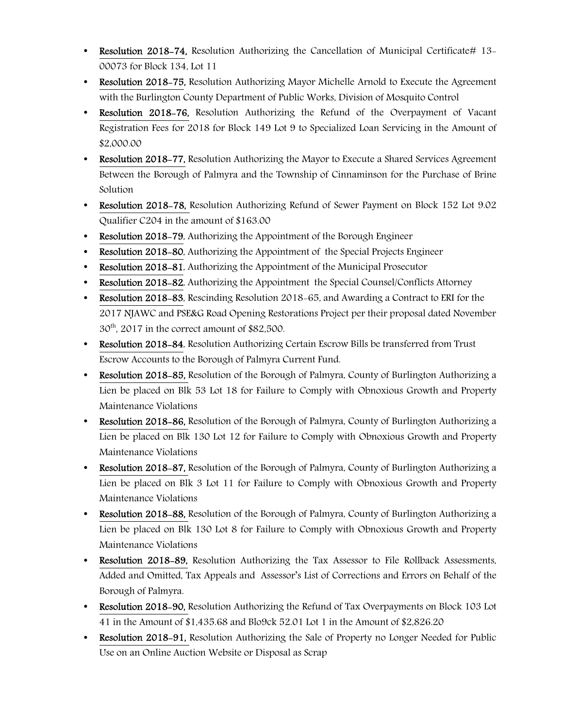- **Resolution 2018-74,** Resolution Authorizing the Cancellation of Municipal Certificate# 13-00073 for Block 134, Lot 11
- **Resolution 2018-75,** Resolution Authorizing Mayor Michelle Arnold to Execute the Agreement with the Burlington County Department of Public Works, Division of Mosquito Control
- **Resolution 2018-76,** Resolution Authorizing the Refund of the Overpayment of Vacant Registration Fees for 2018 for Block 149 Lot 9 to Specialized Loan Servicing in the Amount of $2,000.00
- **Resolution 2018-77,** Resolution Authorizing the Mayor to Execute a Shared Services Agreement Between the Borough of Palmyra and the Township of Cinnaminson for the Purchase of Brine Solution
- **Resolution 2018-78,** Resolution Authorizing Refund of Sewer Payment on Block 152 Lot 9.02 Qualifier C204 in the amount of $163.00
- **Resolution 2018-79**, Authorizing the Appointment of the Borough Engineer
- **Resolution 2018-80**, Authorizing the Appointment of the Special Projects Engineer
- **Resolution 2018-81**, Authorizing the Appointment of the Municipal Prosecutor
- **Resolution 2018-82**, Authorizing the Appointment the Special Counsel/Conflicts Attorney
- **Resolution 2018-83**, Rescinding Resolution 2018-65, and Awarding a Contract to ERI for the 2017 NJAWC and PSE&G Road Opening Restorations Project per their proposal dated November 30th, 2017 in the correct amount of $82,500.
- **Resolution 2018-84**, Resolution Authorizing Certain Escrow Bills be transferred from Trust Escrow Accounts to the Borough of Palmyra Current Fund.
- **Resolution 2018-85,** Resolution of the Borough of Palmyra, County of Burlington Authorizing a Lien be placed on Blk 53 Lot 18 for Failure to Comply with Obnoxious Growth and Property Maintenance Violations
- **Resolution 2018-86,** Resolution of the Borough of Palmyra, County of Burlington Authorizing a Lien be placed on Blk 130 Lot 12 for Failure to Comply with Obnoxious Growth and Property Maintenance Violations
- **Resolution 2018-87,** Resolution of the Borough of Palmyra, County of Burlington Authorizing a Lien be placed on Blk 3 Lot 11 for Failure to Comply with Obnoxious Growth and Property Maintenance Violations
- **Resolution 2018-88,** Resolution of the Borough of Palmyra, County of Burlington Authorizing a Lien be placed on Blk 130 Lot 8 for Failure to Comply with Obnoxious Growth and Property Maintenance Violations
- **Resolution 2018-89,** Resolution Authorizing the Tax Assessor to File Rollback Assessments, Added and Omitted, Tax Appeals and Assessor's List of Corrections and Errors on Behalf of the Borough of Palmyra.
- **Resolution 2018-90,** Resolution Authorizing the Refund of Tax Overpayments on Block 103 Lot 41 in the Amount of $1,435.68 and Blo9ck 52.01 Lot 1 in the Amount of $2,826.20
- **Resolution 2018-91,** Resolution Authorizing the Sale of Property no Longer Needed for Public Use on an Online Auction Website or Disposal as Scrap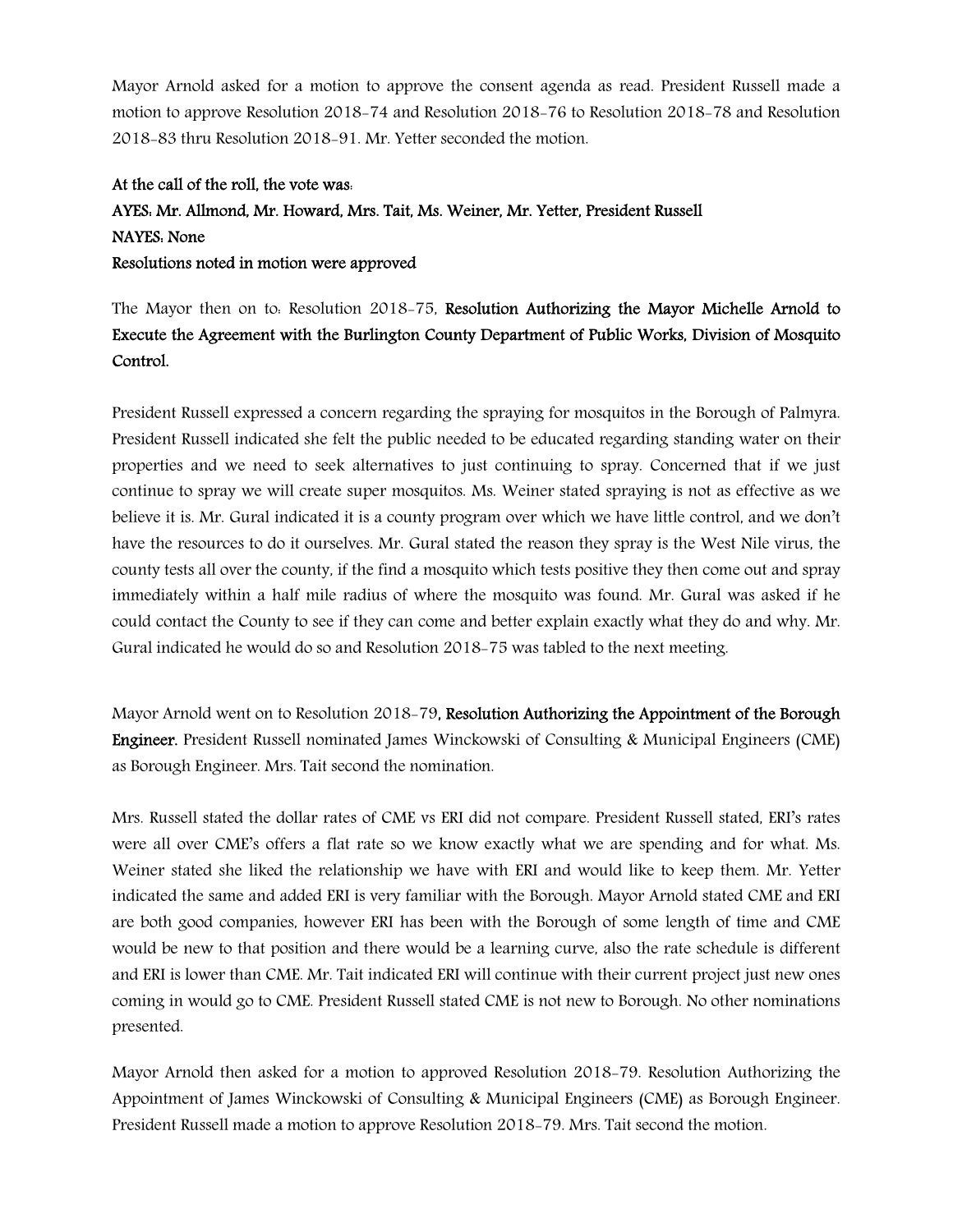Mayor Arnold asked for a motion to approve the consent agenda as read. President Russell made a motion to approve Resolution 2018-74 and Resolution 2018-76 to Resolution 2018-78 and Resolution 2018-83 thru Resolution 2018-91. Mr. Yetter seconded the motion.

**At the call of the roll, the vote was:**
**AYES: Mr. Allmond, Mr. Howard, Mrs. Tait, Ms. Weiner, Mr. Yetter, President Russell**
**NAYES: None**
**Resolutions noted in motion were approved**

The Mayor then on to: Resolution 2018-75, **Resolution Authorizing the Mayor Michelle Arnold to Execute the Agreement with the Burlington County Department of Public Works, Division of Mosquito Control.**

President Russell expressed a concern regarding the spraying for mosquitos in the Borough of Palmyra. President Russell indicated she felt the public needed to be educated regarding standing water on their properties and we need to seek alternatives to just continuing to spray. Concerned that if we just continue to spray we will create super mosquitos. Ms. Weiner stated spraying is not as effective as we believe it is. Mr. Gural indicated it is a county program over which we have little control, and we don't have the resources to do it ourselves. Mr. Gural stated the reason they spray is the West Nile virus, the county tests all over the county, if the find a mosquito which tests positive they then come out and spray immediately within a half mile radius of where the mosquito was found. Mr. Gural was asked if he could contact the County to see if they can come and better explain exactly what they do and why. Mr. Gural indicated he would do so and Resolution 2018-75 was tabled to the next meeting.

Mayor Arnold went on to Resolution 2018-79, **Resolution Authorizing the Appointment of the Borough Engineer.** President Russell nominated James Winckowski of Consulting & Municipal Engineers (CME) as Borough Engineer. Mrs. Tait second the nomination.

Mrs. Russell stated the dollar rates of CME vs ERI did not compare. President Russell stated, ERI's rates were all over CME's offers a flat rate so we know exactly what we are spending and for what. Ms. Weiner stated she liked the relationship we have with ERI and would like to keep them. Mr. Yetter indicated the same and added ERI is very familiar with the Borough. Mayor Arnold stated CME and ERI are both good companies, however ERI has been with the Borough of some length of time and CME would be new to that position and there would be a learning curve, also the rate schedule is different and ERI is lower than CME. Mr. Tait indicated ERI will continue with their current project just new ones coming in would go to CME. President Russell stated CME is not new to Borough. No other nominations presented.

Mayor Arnold then asked for a motion to approved Resolution 2018-79. Resolution Authorizing the Appointment of James Winckowski of Consulting & Municipal Engineers (CME) as Borough Engineer. President Russell made a motion to approve Resolution 2018-79. Mrs. Tait second the motion.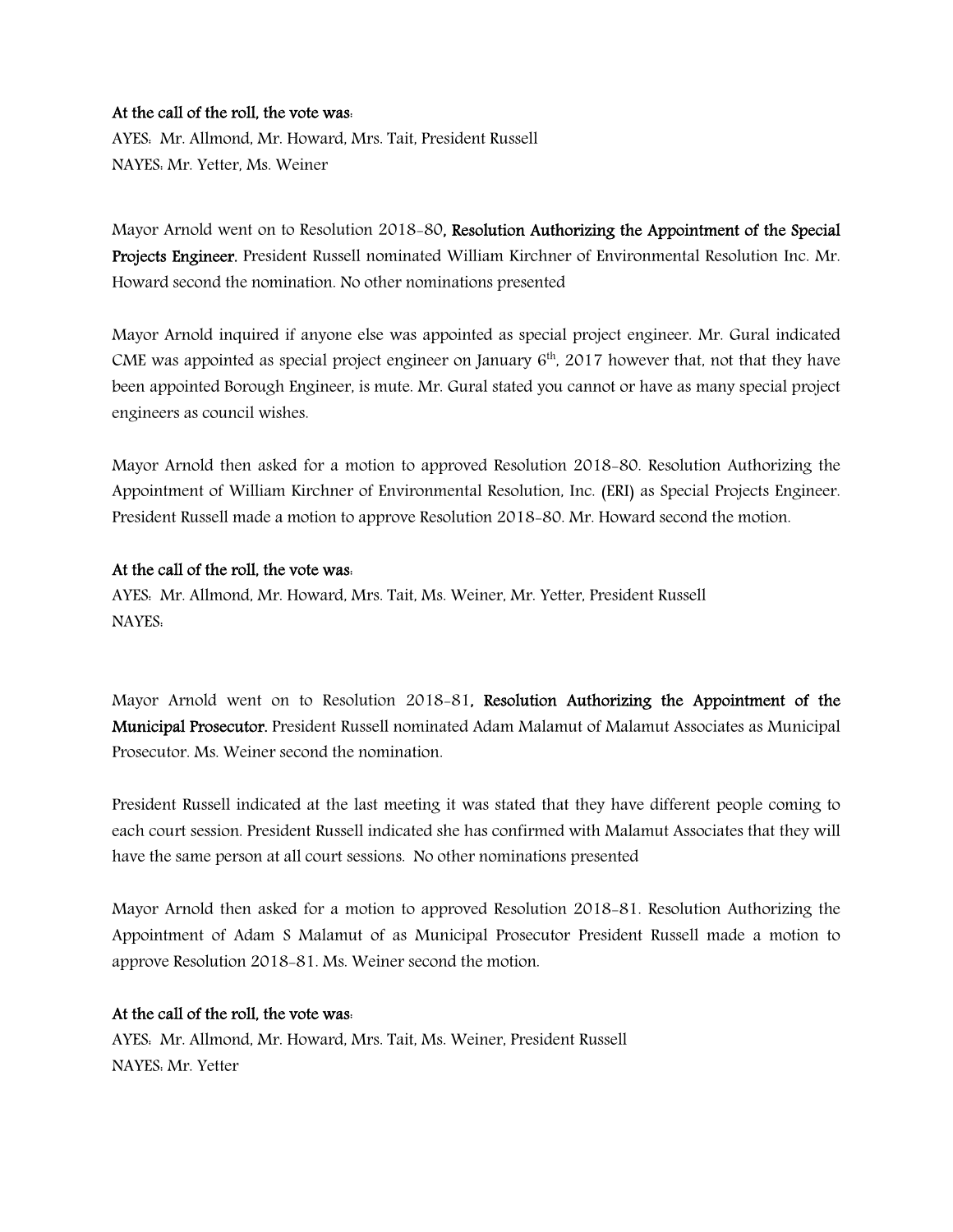**At the call of the roll, the vote was:**
AYES: Mr. Allmond, Mr. Howard, Mrs. Tait, President Russell
NAYES: Mr. Yetter, Ms. Weiner

Mayor Arnold went on to Resolution 2018-80**, Resolution Authorizing the Appointment of the Special Projects Engineer.** President Russell nominated William Kirchner of Environmental Resolution Inc. Mr. Howard second the nomination. No other nominations presented

Mayor Arnold inquired if anyone else was appointed as special project engineer. Mr. Gural indicated CME was appointed as special project engineer on January 6th, 2017 however that, not that they have been appointed Borough Engineer, is mute. Mr. Gural stated you cannot or have as many special project engineers as council wishes.

Mayor Arnold then asked for a motion to approved Resolution 2018-80. Resolution Authorizing the Appointment of William Kirchner of Environmental Resolution, Inc. (ERI) as Special Projects Engineer. President Russell made a motion to approve Resolution 2018-80. Mr. Howard second the motion.

**At the call of the roll, the vote was:**
AYES: Mr. Allmond, Mr. Howard, Mrs. Tait, Ms. Weiner, Mr. Yetter, President Russell
NAYES:

Mayor Arnold went on to Resolution 2018-81**, Resolution Authorizing the Appointment of the Municipal Prosecutor.** President Russell nominated Adam Malamut of Malamut Associates as Municipal Prosecutor. Ms. Weiner second the nomination.

President Russell indicated at the last meeting it was stated that they have different people coming to each court session. President Russell indicated she has confirmed with Malamut Associates that they will have the same person at all court sessions. No other nominations presented

Mayor Arnold then asked for a motion to approved Resolution 2018-81. Resolution Authorizing the Appointment of Adam S Malamut of as Municipal Prosecutor President Russell made a motion to approve Resolution 2018-81. Ms. Weiner second the motion.

**At the call of the roll, the vote was:**
AYES: Mr. Allmond, Mr. Howard, Mrs. Tait, Ms. Weiner, President Russell
NAYES: Mr. Yetter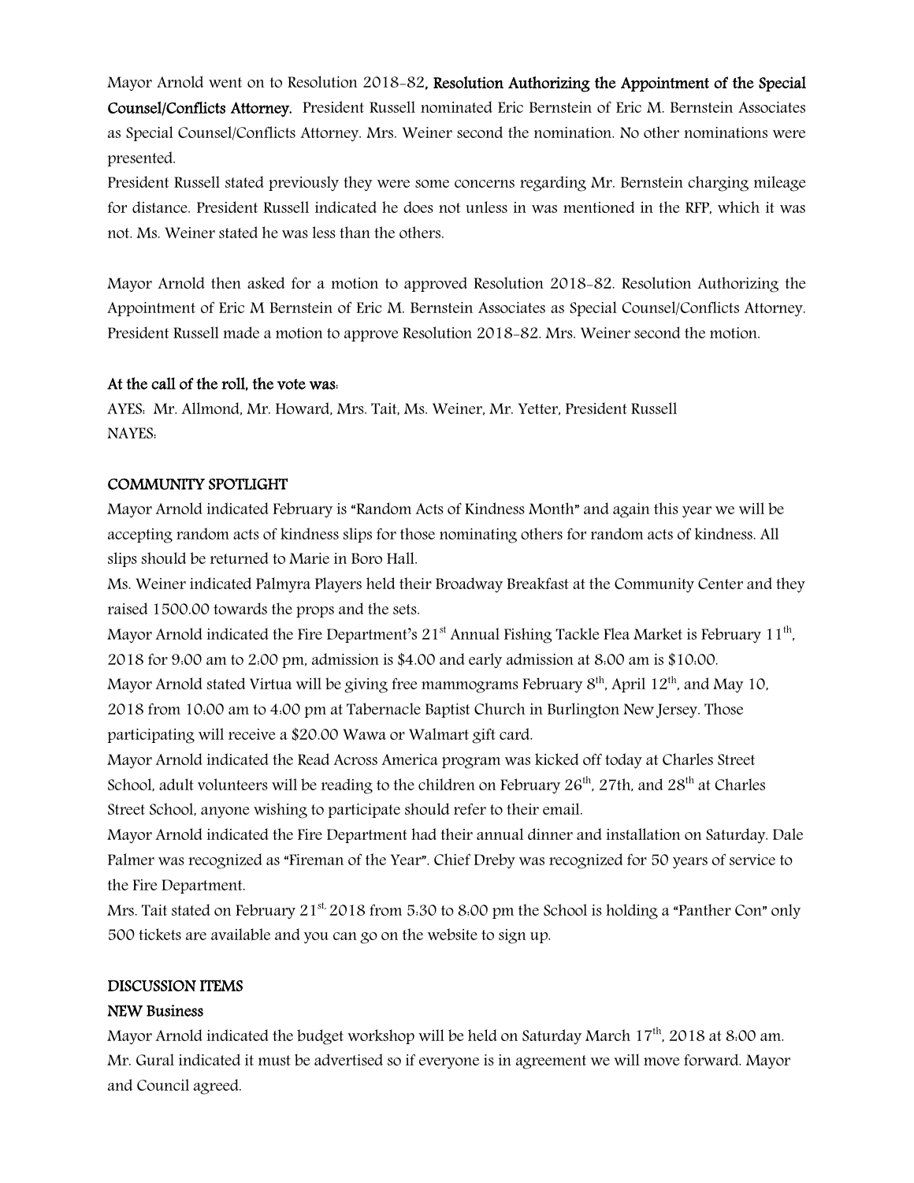Mayor Arnold went on to Resolution 2018-82, **Resolution Authorizing the Appointment of the Special Counsel/Conflicts Attorney.** President Russell nominated Eric Bernstein of Eric M. Bernstein Associates as Special Counsel/Conflicts Attorney. Mrs. Weiner second the nomination. No other nominations were presented.

President Russell stated previously they were some concerns regarding Mr. Bernstein charging mileage for distance. President Russell indicated he does not unless in was mentioned in the RFP, which it was not. Ms. Weiner stated he was less than the others.

Mayor Arnold then asked for a motion to approved Resolution 2018-82. Resolution Authorizing the Appointment of Eric M Bernstein of Eric M. Bernstein Associates as Special Counsel/Conflicts Attorney. President Russell made a motion to approve Resolution 2018-82. Mrs. Weiner second the motion.

**At the call of the roll, the vote was:**

AYES: Mr. Allmond, Mr. Howard, Mrs. Tait, Ms. Weiner, Mr. Yetter, President Russell

NAYES:

**COMMUNITY SPOTLIGHT**

Mayor Arnold indicated February is "Random Acts of Kindness Month" and again this year we will be accepting random acts of kindness slips for those nominating others for random acts of kindness. All slips should be returned to Marie in Boro Hall.

Ms. Weiner indicated Palmyra Players held their Broadway Breakfast at the Community Center and they raised 1500.00 towards the props and the sets.

Mayor Arnold indicated the Fire Department's 21st Annual Fishing Tackle Flea Market is February 11th, 2018 for 9:00 am to 2:00 pm, admission is $4.00 and early admission at 8:00 am is $10:00.

Mayor Arnold stated Virtua will be giving free mammograms February 8th, April 12th, and May 10, 2018 from 10:00 am to 4:00 pm at Tabernacle Baptist Church in Burlington New Jersey. Those participating will receive a $20.00 Wawa or Walmart gift card.

Mayor Arnold indicated the Read Across America program was kicked off today at Charles Street School, adult volunteers will be reading to the children on February 26th, 27th, and 28th at Charles Street School, anyone wishing to participate should refer to their email.

Mayor Arnold indicated the Fire Department had their annual dinner and installation on Saturday. Dale Palmer was recognized as "Fireman of the Year". Chief Dreby was recognized for 50 years of service to the Fire Department.

Mrs. Tait stated on February 21st, 2018 from 5:30 to 8:00 pm the School is holding a "Panther Con" only 500 tickets are available and you can go on the website to sign up.

**DISCUSSION ITEMS**

**NEW Business**

Mayor Arnold indicated the budget workshop will be held on Saturday March 17th, 2018 at 8:00 am. Mr. Gural indicated it must be advertised so if everyone is in agreement we will move forward. Mayor and Council agreed.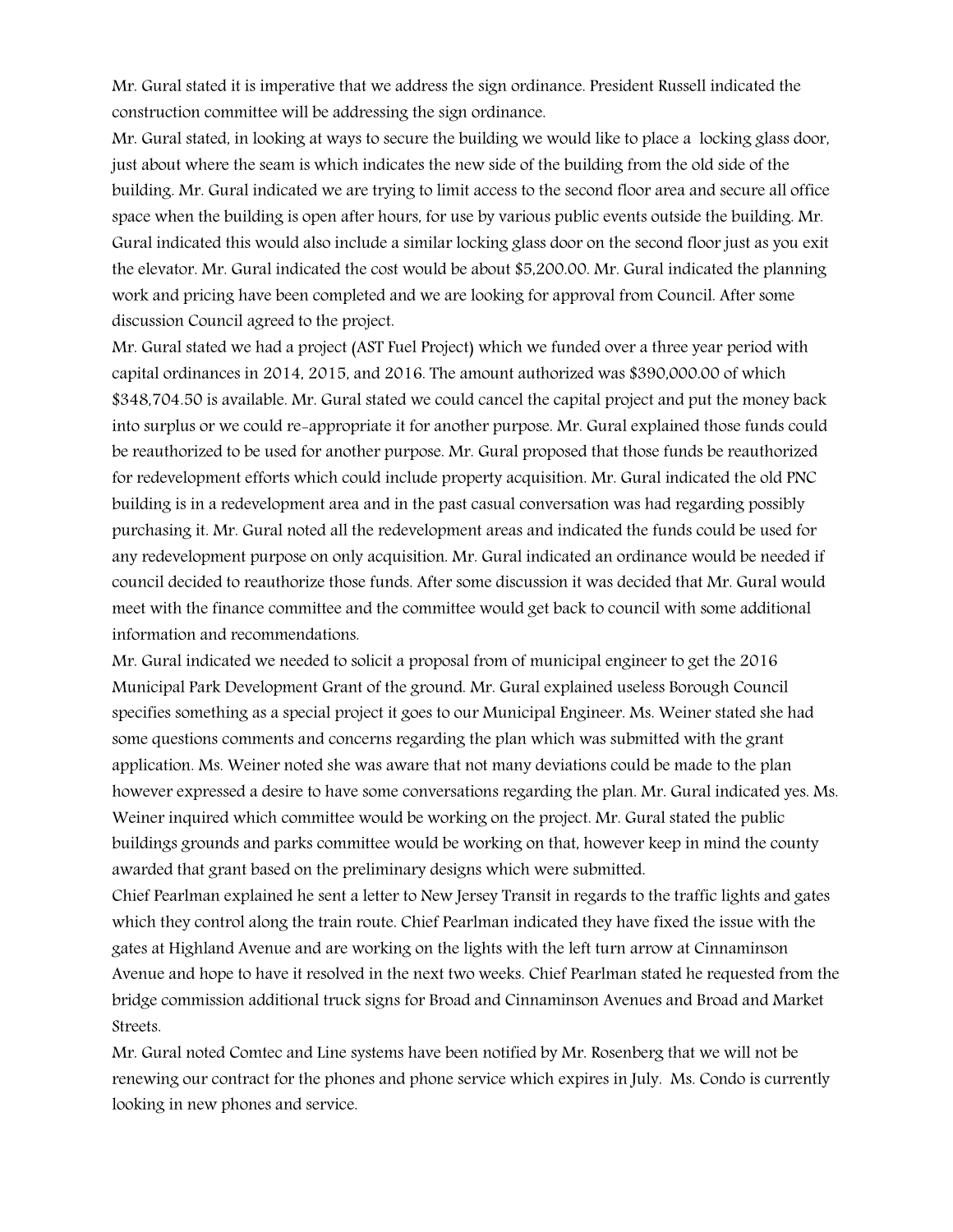Mr. Gural stated it is imperative that we address the sign ordinance. President Russell indicated the construction committee will be addressing the sign ordinance.

Mr. Gural stated, in looking at ways to secure the building we would like to place a locking glass door, just about where the seam is which indicates the new side of the building from the old side of the building. Mr. Gural indicated we are trying to limit access to the second floor area and secure all office space when the building is open after hours, for use by various public events outside the building. Mr. Gural indicated this would also include a similar locking glass door on the second floor just as you exit the elevator. Mr. Gural indicated the cost would be about $5,200.00. Mr. Gural indicated the planning work and pricing have been completed and we are looking for approval from Council. After some discussion Council agreed to the project.

Mr. Gural stated we had a project (AST Fuel Project) which we funded over a three year period with capital ordinances in 2014, 2015, and 2016. The amount authorized was $390,000.00 of which $348,704.50 is available. Mr. Gural stated we could cancel the capital project and put the money back into surplus or we could re-appropriate it for another purpose. Mr. Gural explained those funds could be reauthorized to be used for another purpose. Mr. Gural proposed that those funds be reauthorized for redevelopment efforts which could include property acquisition. Mr. Gural indicated the old PNC building is in a redevelopment area and in the past casual conversation was had regarding possibly purchasing it. Mr. Gural noted all the redevelopment areas and indicated the funds could be used for any redevelopment purpose on only acquisition. Mr. Gural indicated an ordinance would be needed if council decided to reauthorize those funds. After some discussion it was decided that Mr. Gural would meet with the finance committee and the committee would get back to council with some additional information and recommendations.

Mr. Gural indicated we needed to solicit a proposal from of municipal engineer to get the 2016 Municipal Park Development Grant of the ground. Mr. Gural explained useless Borough Council specifies something as a special project it goes to our Municipal Engineer. Ms. Weiner stated she had some questions comments and concerns regarding the plan which was submitted with the grant application. Ms. Weiner noted she was aware that not many deviations could be made to the plan however expressed a desire to have some conversations regarding the plan. Mr. Gural indicated yes. Ms. Weiner inquired which committee would be working on the project. Mr. Gural stated the public buildings grounds and parks committee would be working on that, however keep in mind the county awarded that grant based on the preliminary designs which were submitted.

Chief Pearlman explained he sent a letter to New Jersey Transit in regards to the traffic lights and gates which they control along the train route. Chief Pearlman indicated they have fixed the issue with the gates at Highland Avenue and are working on the lights with the left turn arrow at Cinnaminson Avenue and hope to have it resolved in the next two weeks. Chief Pearlman stated he requested from the bridge commission additional truck signs for Broad and Cinnaminson Avenues and Broad and Market Streets.

Mr. Gural noted Comtec and Line systems have been notified by Mr. Rosenberg that we will not be renewing our contract for the phones and phone service which expires in July. Ms. Condo is currently looking in new phones and service.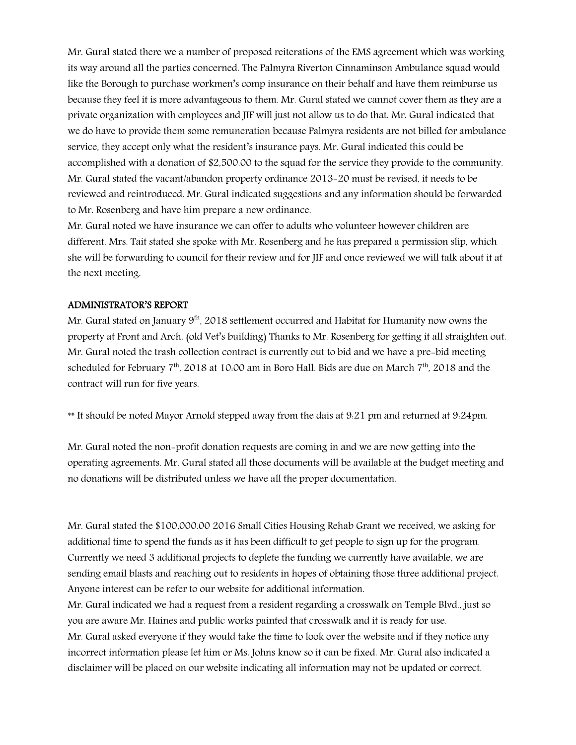Mr. Gural stated there we a number of proposed reiterations of the EMS agreement which was working its way around all the parties concerned. The Palmyra Riverton Cinnaminson Ambulance squad would like the Borough to purchase workmen's comp insurance on their behalf and have them reimburse us because they feel it is more advantageous to them. Mr. Gural stated we cannot cover them as they are a private organization with employees and JIF will just not allow us to do that. Mr. Gural indicated that we do have to provide them some remuneration because Palmyra residents are not billed for ambulance service, they accept only what the resident's insurance pays. Mr. Gural indicated this could be accomplished with a donation of $2,500.00 to the squad for the service they provide to the community. Mr. Gural stated the vacant/abandon property ordinance 2013-20 must be revised, it needs to be reviewed and reintroduced. Mr. Gural indicated suggestions and any information should be forwarded to Mr. Rosenberg and have him prepare a new ordinance.

Mr. Gural noted we have insurance we can offer to adults who volunteer however children are different. Mrs. Tait stated she spoke with Mr. Rosenberg and he has prepared a permission slip, which she will be forwarding to council for their review and for JIF and once reviewed we will talk about it at the next meeting.

## ADMINISTRATOR'S REPORT

Mr. Gural stated on January 9th, 2018 settlement occurred and Habitat for Humanity now owns the property at Front and Arch. (old Vet's building) Thanks to Mr. Rosenberg for getting it all straighten out. Mr. Gural noted the trash collection contract is currently out to bid and we have a pre-bid meeting scheduled for February 7th, 2018 at 10:00 am in Boro Hall. Bids are due on March 7th, 2018 and the contract will run for five years.

** It should be noted Mayor Arnold stepped away from the dais at 9:21 pm and returned at 9:24pm.

Mr. Gural noted the non-profit donation requests are coming in and we are now getting into the operating agreements. Mr. Gural stated all those documents will be available at the budget meeting and no donations will be distributed unless we have all the proper documentation.

Mr. Gural stated the $100,000.00 2016 Small Cities Housing Rehab Grant we received, we asking for additional time to spend the funds as it has been difficult to get people to sign up for the program. Currently we need 3 additional projects to deplete the funding we currently have available, we are sending email blasts and reaching out to residents in hopes of obtaining those three additional project. Anyone interest can be refer to our website for additional information.

Mr. Gural indicated we had a request from a resident regarding a crosswalk on Temple Blvd., just so you are aware Mr. Haines and public works painted that crosswalk and it is ready for use.

Mr. Gural asked everyone if they would take the time to look over the website and if they notice any incorrect information please let him or Ms. Johns know so it can be fixed. Mr. Gural also indicated a disclaimer will be placed on our website indicating all information may not be updated or correct.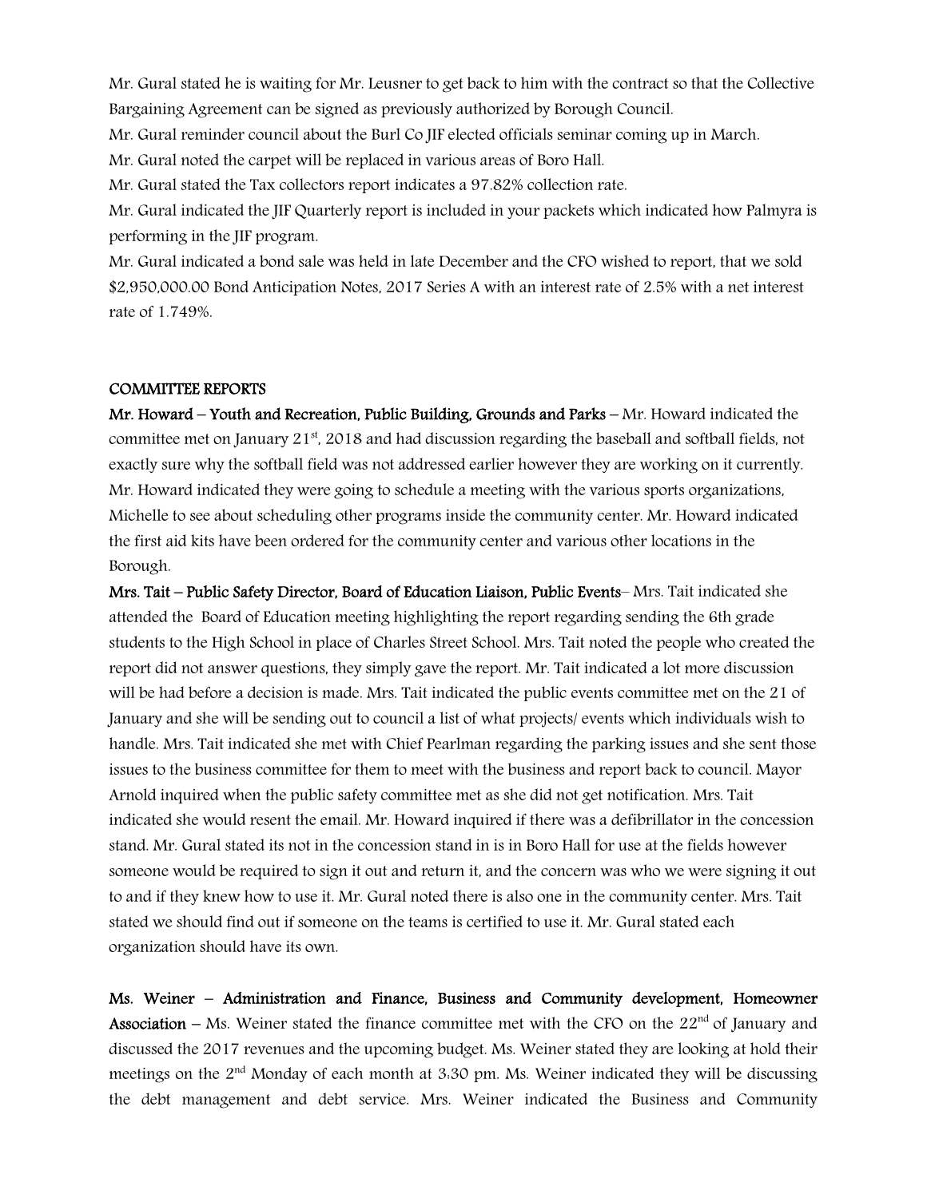Mr. Gural stated he is waiting for Mr. Leusner to get back to him with the contract so that the Collective Bargaining Agreement can be signed as previously authorized by Borough Council.

Mr. Gural reminder council about the Burl Co JIF elected officials seminar coming up in March.

Mr. Gural noted the carpet will be replaced in various areas of Boro Hall.

Mr. Gural stated the Tax collectors report indicates a 97.82% collection rate.

Mr. Gural indicated the JIF Quarterly report is included in your packets which indicated how Palmyra is performing in the JIF program.

Mr. Gural indicated a bond sale was held in late December and the CFO wished to report, that we sold $2,950,000.00 Bond Anticipation Notes, 2017 Series A with an interest rate of 2.5% with a net interest rate of 1.749%.

**COMMITTEE REPORTS**

**Mr. Howard – Youth and Recreation, Public Building, Grounds and Parks** – Mr. Howard indicated the committee met on January 21st, 2018 and had discussion regarding the baseball and softball fields, not exactly sure why the softball field was not addressed earlier however they are working on it currently. Mr. Howard indicated they were going to schedule a meeting with the various sports organizations, Michelle to see about scheduling other programs inside the community center. Mr. Howard indicated the first aid kits have been ordered for the community center and various other locations in the Borough.

**Mrs. Tait – Public Safety Director, Board of Education Liaison, Public Events**– Mrs. Tait indicated she attended the Board of Education meeting highlighting the report regarding sending the 6th grade students to the High School in place of Charles Street School. Mrs. Tait noted the people who created the report did not answer questions, they simply gave the report. Mr. Tait indicated a lot more discussion will be had before a decision is made. Mrs. Tait indicated the public events committee met on the 21 of January and she will be sending out to council a list of what projects/ events which individuals wish to handle. Mrs. Tait indicated she met with Chief Pearlman regarding the parking issues and she sent those issues to the business committee for them to meet with the business and report back to council. Mayor Arnold inquired when the public safety committee met as she did not get notification. Mrs. Tait indicated she would resent the email. Mr. Howard inquired if there was a defibrillator in the concession stand. Mr. Gural stated its not in the concession stand in is in Boro Hall for use at the fields however someone would be required to sign it out and return it, and the concern was who we were signing it out to and if they knew how to use it. Mr. Gural noted there is also one in the community center. Mrs. Tait stated we should find out if someone on the teams is certified to use it. Mr. Gural stated each organization should have its own.

**Ms. Weiner – Administration and Finance, Business and Community development, Homeowner Association** – Ms. Weiner stated the finance committee met with the CFO on the 22nd of January and discussed the 2017 revenues and the upcoming budget. Ms. Weiner stated they are looking at hold their meetings on the 2nd Monday of each month at 3:30 pm. Ms. Weiner indicated they will be discussing the debt management and debt service. Mrs. Weiner indicated the Business and Community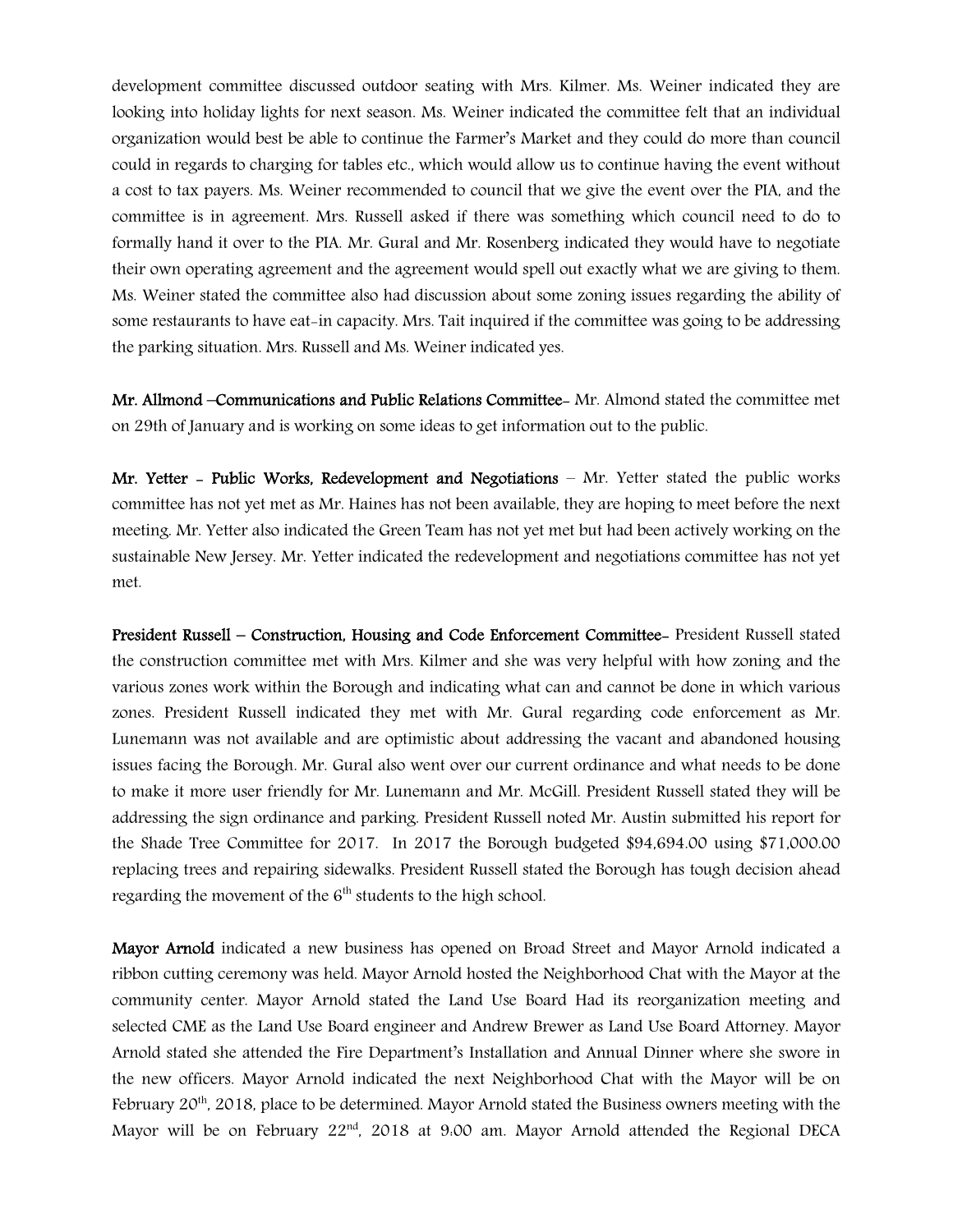development committee discussed outdoor seating with Mrs. Kilmer. Ms. Weiner indicated they are looking into holiday lights for next season. Ms. Weiner indicated the committee felt that an individual organization would best be able to continue the Farmer's Market and they could do more than council could in regards to charging for tables etc., which would allow us to continue having the event without a cost to tax payers. Ms. Weiner recommended to council that we give the event over the PIA, and the committee is in agreement. Mrs. Russell asked if there was something which council need to do to formally hand it over to the PIA. Mr. Gural and Mr. Rosenberg indicated they would have to negotiate their own operating agreement and the agreement would spell out exactly what we are giving to them. Ms. Weiner stated the committee also had discussion about some zoning issues regarding the ability of some restaurants to have eat-in capacity. Mrs. Tait inquired if the committee was going to be addressing the parking situation. Mrs. Russell and Ms. Weiner indicated yes.

**Mr. Allmond –Communications and Public Relations Committee-** Mr. Almond stated the committee met on 29th of January and is working on some ideas to get information out to the public.

**Mr. Yetter - Public Works, Redevelopment and Negotiations** – Mr. Yetter stated the public works committee has not yet met as Mr. Haines has not been available, they are hoping to meet before the next meeting. Mr. Yetter also indicated the Green Team has not yet met but had been actively working on the sustainable New Jersey. Mr. Yetter indicated the redevelopment and negotiations committee has not yet met.

**President Russell – Construction, Housing and Code Enforcement Committee-** President Russell stated the construction committee met with Mrs. Kilmer and she was very helpful with how zoning and the various zones work within the Borough and indicating what can and cannot be done in which various zones. President Russell indicated they met with Mr. Gural regarding code enforcement as Mr. Lunemann was not available and are optimistic about addressing the vacant and abandoned housing issues facing the Borough. Mr. Gural also went over our current ordinance and what needs to be done to make it more user friendly for Mr. Lunemann and Mr. McGill. President Russell stated they will be addressing the sign ordinance and parking. President Russell noted Mr. Austin submitted his report for the Shade Tree Committee for 2017. In 2017 the Borough budgeted $94,694.00 using $71,000.00 replacing trees and repairing sidewalks. President Russell stated the Borough has tough decision ahead regarding the movement of the 6th students to the high school.

**Mayor Arnold** indicated a new business has opened on Broad Street and Mayor Arnold indicated a ribbon cutting ceremony was held. Mayor Arnold hosted the Neighborhood Chat with the Mayor at the community center. Mayor Arnold stated the Land Use Board Had its reorganization meeting and selected CME as the Land Use Board engineer and Andrew Brewer as Land Use Board Attorney. Mayor Arnold stated she attended the Fire Department's Installation and Annual Dinner where she swore in the new officers. Mayor Arnold indicated the next Neighborhood Chat with the Mayor will be on February 20th, 2018, place to be determined. Mayor Arnold stated the Business owners meeting with the Mayor will be on February 22nd, 2018 at 9:00 am. Mayor Arnold attended the Regional DECA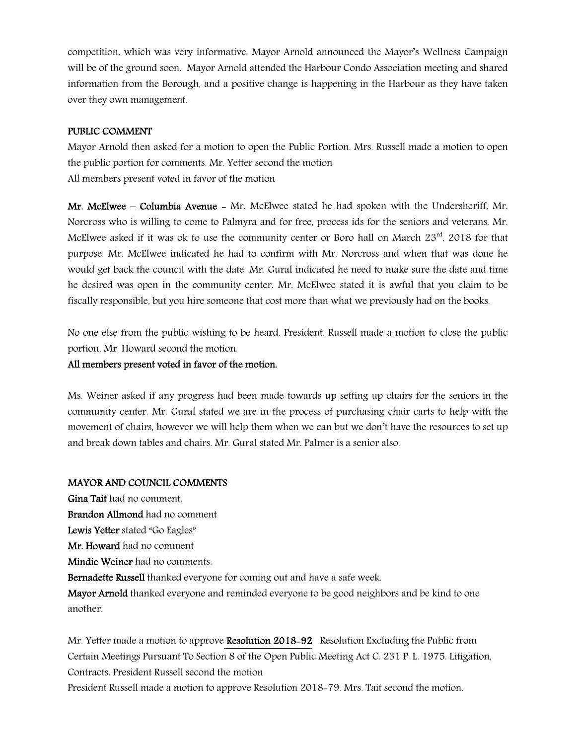competition, which was very informative. Mayor Arnold announced the Mayor's Wellness Campaign will be of the ground soon. Mayor Arnold attended the Harbour Condo Association meeting and shared information from the Borough, and a positive change is happening in the Harbour as they have taken over they own management.

**PUBLIC COMMENT**

Mayor Arnold then asked for a motion to open the Public Portion. Mrs. Russell made a motion to open the public portion for comments. Mr. Yetter second the motion
All members present voted in favor of the motion

**Mr. McElwee – Columbia Avenue -** Mr. McElwee stated he had spoken with the Undersheriff, Mr. Norcross who is willing to come to Palmyra and for free, process ids for the seniors and veterans. Mr. McElwee asked if it was ok to use the community center or Boro hall on March 23rd, 2018 for that purpose. Mr. McElwee indicated he had to confirm with Mr. Norcross and when that was done he would get back the council with the date. Mr. Gural indicated he need to make sure the date and time he desired was open in the community center. Mr. McElwee stated it is awful that you claim to be fiscally responsible, but you hire someone that cost more than what we previously had on the books.

No one else from the public wishing to be heard, President. Russell made a motion to close the public portion, Mr. Howard second the motion.
**All members present voted in favor of the motion.**

Ms. Weiner asked if any progress had been made towards up setting up chairs for the seniors in the community center. Mr. Gural stated we are in the process of purchasing chair carts to help with the movement of chairs, however we will help them when we can but we don't have the resources to set up and break down tables and chairs. Mr. Gural stated Mr. Palmer is a senior also.

**MAYOR AND COUNCIL COMMENTS**

**Gina Tait** had no comment.
**Brandon Allmond** had no comment
**Lewis Yetter** stated "Go Eagles"
**Mr. Howard** had no comment
**Mindie Weiner** had no comments.
**Bernadette Russell** thanked everyone for coming out and have a safe week.
**Mayor Arnold** thanked everyone and reminded everyone to be good neighbors and be kind to one another.

Mr. Yetter made a motion to approve **Resolution 2018-92** Resolution Excluding the Public from Certain Meetings Pursuant To Section 8 of the Open Public Meeting Act C. 231 P. L. 1975. Litigation, Contracts. President Russell second the motion
President Russell made a motion to approve Resolution 2018-79. Mrs. Tait second the motion.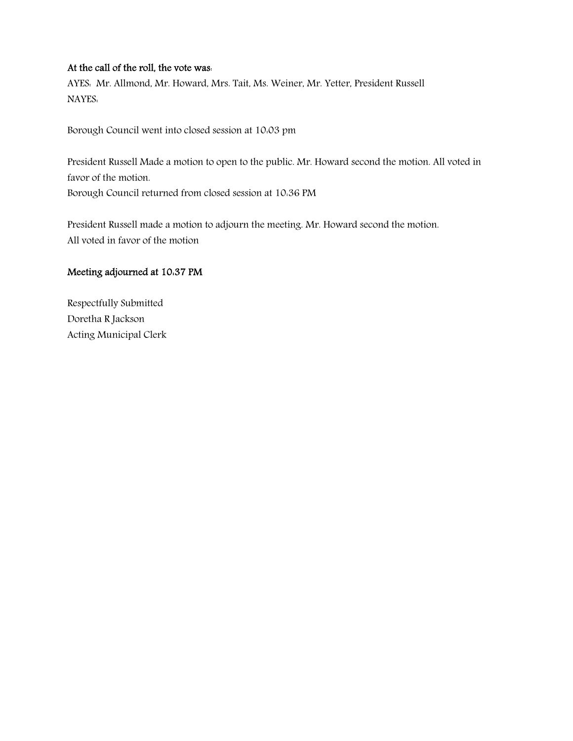**At the call of the roll, the vote was:**

AYES: Mr. Allmond, Mr. Howard, Mrs. Tait, Ms. Weiner, Mr. Yetter, President Russell
NAYES:

Borough Council went into closed session at 10:03 pm

President Russell Made a motion to open to the public. Mr. Howard second the motion. All voted in favor of the motion.
Borough Council returned from closed session at 10:36 PM

President Russell made a motion to adjourn the meeting. Mr. Howard second the motion.
All voted in favor of the motion

**Meeting adjourned at 10:37 PM**

Respectfully Submitted
Doretha R Jackson
Acting Municipal Clerk